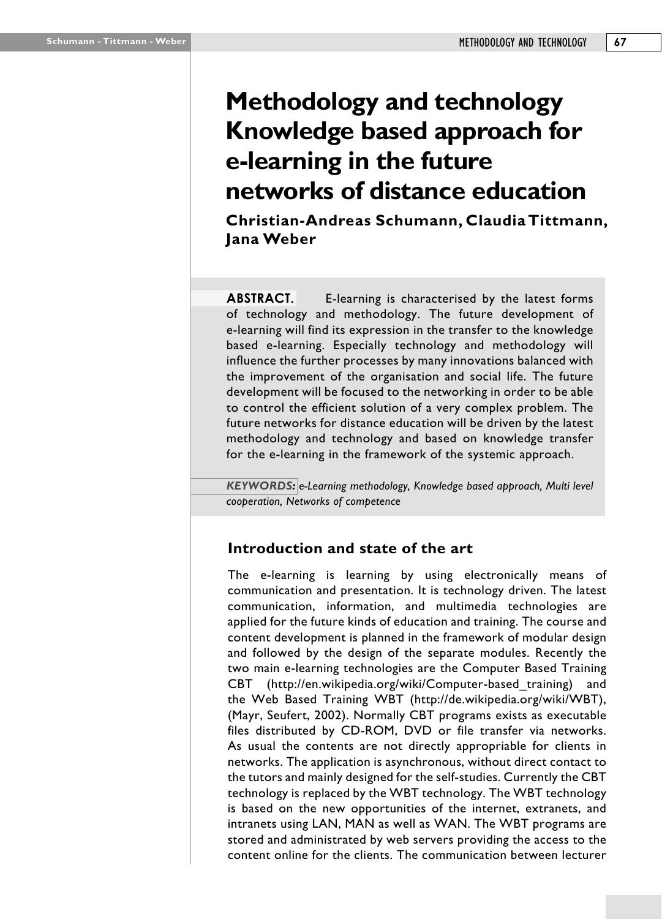# Methodology and technology Knowledge based approach for e-learning in the future networks of distance education

**Christian-Andreas Schumann, Claudia Tittmann, Jana Weber**

**ABSTRACT.** E-learning is characterised by the latest forms of technology and methodology. The future development of e-learning will find its expression in the transfer to the knowledge based e-learning. Especially technology and methodology will influence the further processes by many innovations balanced with the improvement of the organisation and social life. The future development will be focused to the networking in order to be able to control the efficient solution of a very complex problem. The future networks for distance education will be driven by the latest methodology and technology and based on knowledge transfer for the e-learning in the framework of the systemic approach.

***KEYWORDS:*** *e-Learning methodology, Knowledge based approach, Multi level cooperation, Networks of competence*

## Introduction and state of the art

The e-learning is learning by using electronically means of communication and presentation. It is technology driven. The latest communication, information, and multimedia technologies are applied for the future kinds of education and training. The course and content development is planned in the framework of modular design and followed by the design of the separate modules. Recently the two main e-learning technologies are the Computer Based Training CBT (http://en.wikipedia.org/wiki/Computer-based_training) and the Web Based Training WBT (http://de.wikipedia.org/wiki/WBT), (Mayr, Seufert, 2002). Normally CBT programs exists as executable files distributed by CD-ROM, DVD or file transfer via networks. As usual the contents are not directly appropriable for clients in networks. The application is asynchronous, without direct contact to the tutors and mainly designed for the self-studies. Currently the CBT technology is replaced by the WBT technology. The WBT technology is based on the new opportunities of the internet, extranets, and intranets using LAN, MAN as well as WAN. The WBT programs are stored and administrated by web servers providing the access to the content online for the clients. The communication between lecturer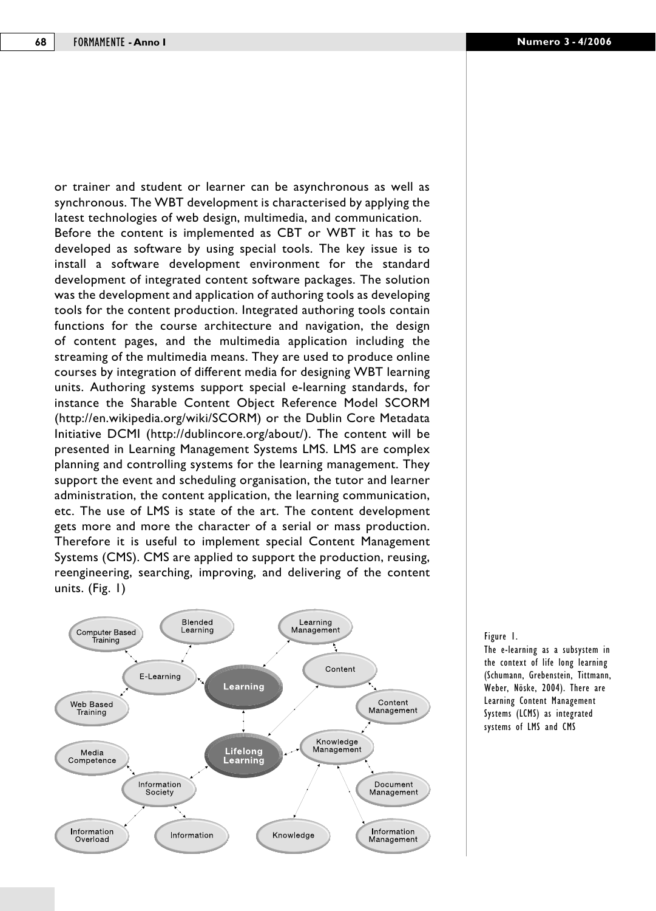or trainer and student or learner can be asynchronous as well as synchronous. The WBT development is characterised by applying the latest technologies of web design, multimedia, and communication.

Before the content is implemented as CBT or WBT it has to be developed as software by using special tools. The key issue is to install a software development environment for the standard development of integrated content software packages. The solution was the development and application of authoring tools as developing tools for the content production. Integrated authoring tools contain functions for the course architecture and navigation, the design of content pages, and the multimedia application including the streaming of the multimedia means. They are used to produce online courses by integration of different media for designing WBT learning units. Authoring systems support special e-learning standards, for instance the Sharable Content Object Reference Model SCORM (http://en.wikipedia.org/wiki/SCORM) or the Dublin Core Metadata Initiative DCMI (http://dublincore.org/about/). The content will be presented in Learning Management Systems LMS. LMS are complex planning and controlling systems for the learning management. They support the event and scheduling organisation, the tutor and learner administration, the content application, the learning communication, etc. The use of LMS is state of the art. The content development gets more and more the character of a serial or mass production. Therefore it is useful to implement special Content Management Systems (CMS). CMS are applied to support the production, reusing, reengineering, searching, improving, and delivering of the content units. (Fig. 1)

Figure 1.
The e-learning as a subsystem in the context of life long learning (Schumann, Grebenstein, Tittmann, Weber, Nöske, 2004). There are Learning Content Management Systems (LCMS) as integrated systems of LMS and CMS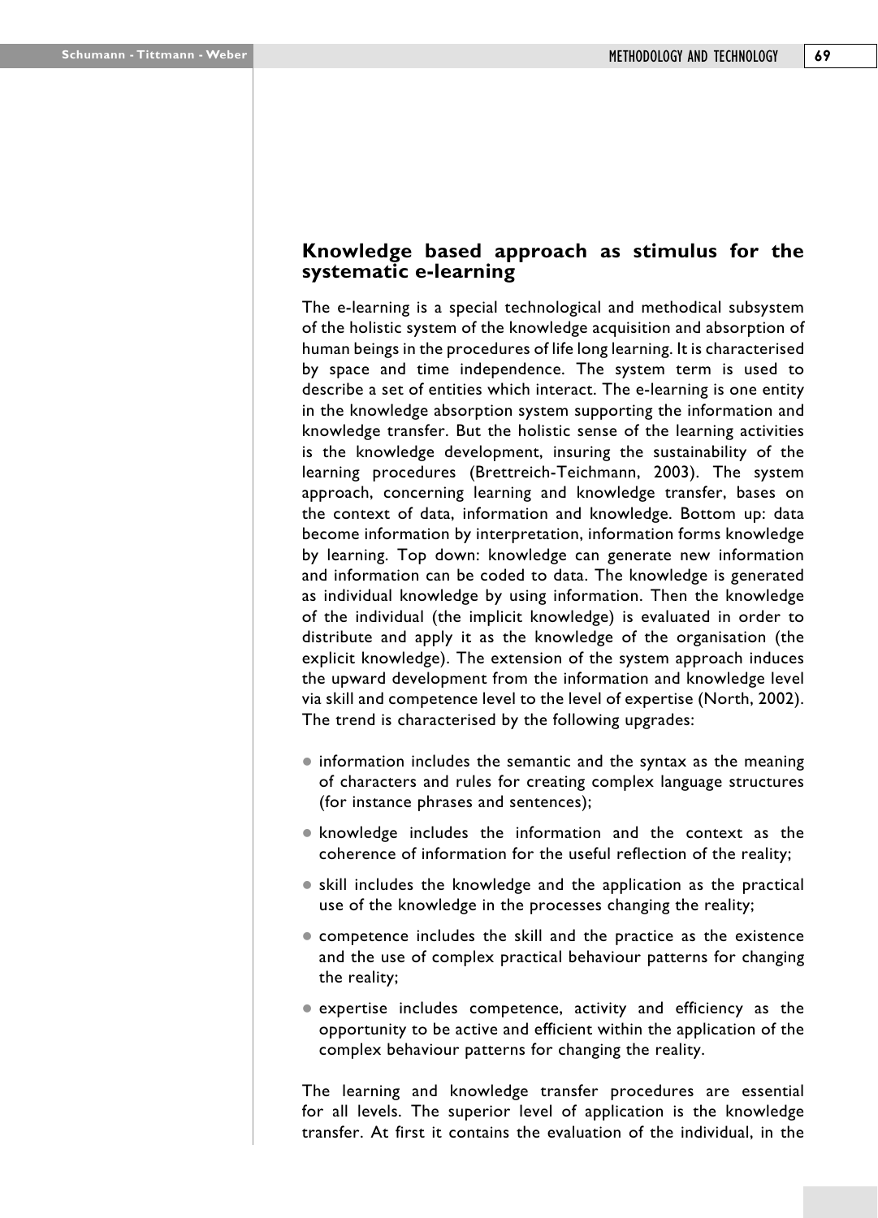## Knowledge based approach as stimulus for the systematic e-learning

The e-learning is a special technological and methodical subsystem of the holistic system of the knowledge acquisition and absorption of human beings in the procedures of life long learning. It is characterised by space and time independence. The system term is used to describe a set of entities which interact. The e-learning is one entity in the knowledge absorption system supporting the information and knowledge transfer. But the holistic sense of the learning activities is the knowledge development, insuring the sustainability of the learning procedures (Brettreich-Teichmann, 2003). The system approach, concerning learning and knowledge transfer, bases on the context of data, information and knowledge. Bottom up: data become information by interpretation, information forms knowledge by learning. Top down: knowledge can generate new information and information can be coded to data. The knowledge is generated as individual knowledge by using information. Then the knowledge of the individual (the implicit knowledge) is evaluated in order to distribute and apply it as the knowledge of the organisation (the explicit knowledge). The extension of the system approach induces the upward development from the information and knowledge level via skill and competence level to the level of expertise (North, 2002). The trend is characterised by the following upgrades:

- information includes the semantic and the syntax as the meaning of characters and rules for creating complex language structures (for instance phrases and sentences);
- knowledge includes the information and the context as the coherence of information for the useful reflection of the reality;
- skill includes the knowledge and the application as the practical use of the knowledge in the processes changing the reality;
- competence includes the skill and the practice as the existence and the use of complex practical behaviour patterns for changing the reality;
- expertise includes competence, activity and efficiency as the opportunity to be active and efficient within the application of the complex behaviour patterns for changing the reality.

The learning and knowledge transfer procedures are essential for all levels. The superior level of application is the knowledge transfer. At first it contains the evaluation of the individual, in the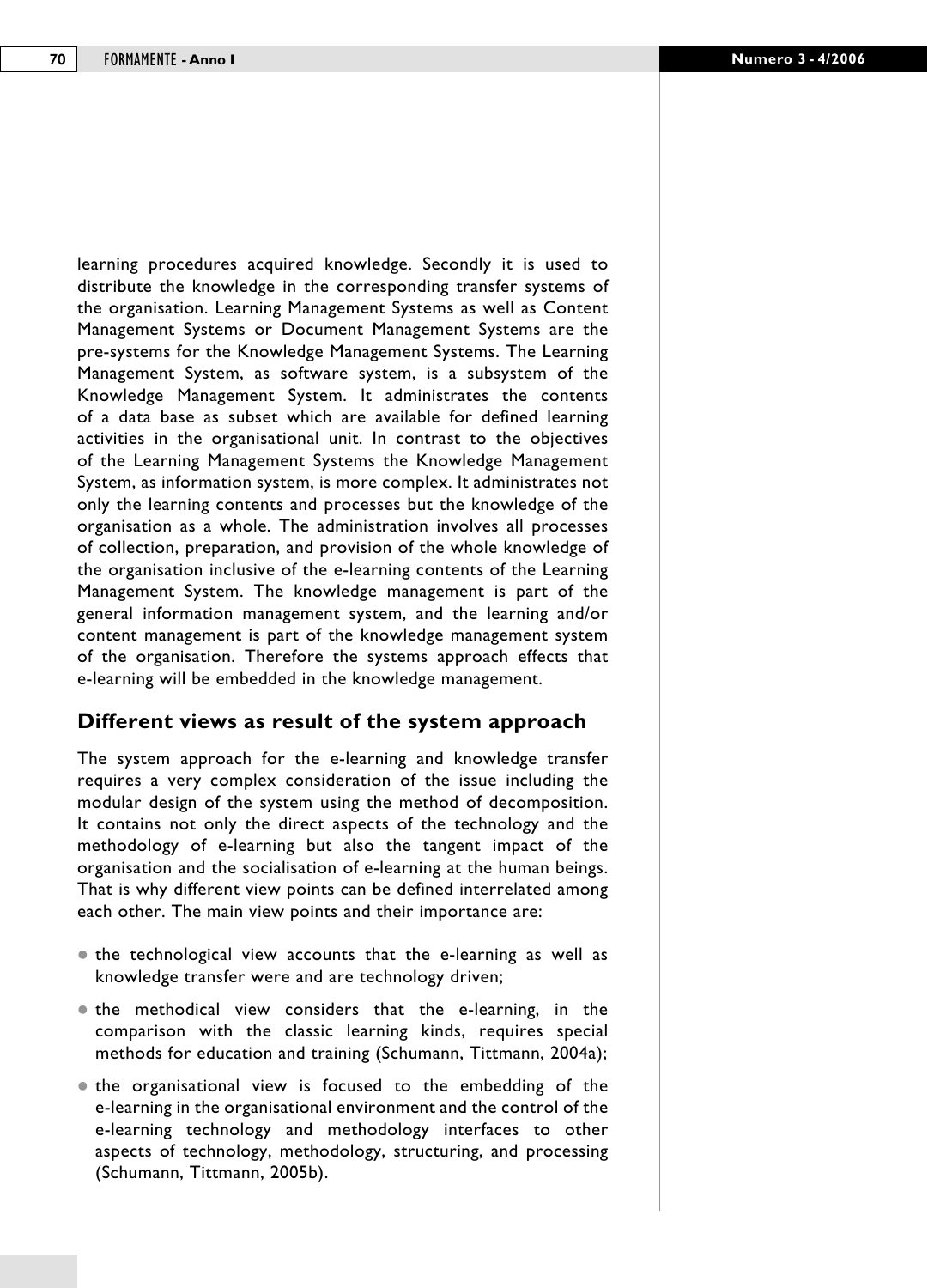learning procedures acquired knowledge. Secondly it is used to distribute the knowledge in the corresponding transfer systems of the organisation. Learning Management Systems as well as Content Management Systems or Document Management Systems are the pre-systems for the Knowledge Management Systems. The Learning Management System, as software system, is a subsystem of the Knowledge Management System. It administrates the contents of a data base as subset which are available for defined learning activities in the organisational unit. In contrast to the objectives of the Learning Management Systems the Knowledge Management System, as information system, is more complex. It administrates not only the learning contents and processes but the knowledge of the organisation as a whole. The administration involves all processes of collection, preparation, and provision of the whole knowledge of the organisation inclusive of the e-learning contents of the Learning Management System. The knowledge management is part of the general information management system, and the learning and/or content management is part of the knowledge management system of the organisation. Therefore the systems approach effects that e-learning will be embedded in the knowledge management.

## Different views as result of the system approach

The system approach for the e-learning and knowledge transfer requires a very complex consideration of the issue including the modular design of the system using the method of decomposition. It contains not only the direct aspects of the technology and the methodology of e-learning but also the tangent impact of the organisation and the socialisation of e-learning at the human beings. That is why different view points can be defined interrelated among each other. The main view points and their importance are:

- the technological view accounts that the e-learning as well as knowledge transfer were and are technology driven;
- the methodical view considers that the e-learning, in the comparison with the classic learning kinds, requires special methods for education and training (Schumann, Tittmann, 2004a);
- the organisational view is focused to the embedding of the e-learning in the organisational environment and the control of the e-learning technology and methodology interfaces to other aspects of technology, methodology, structuring, and processing (Schumann, Tittmann, 2005b).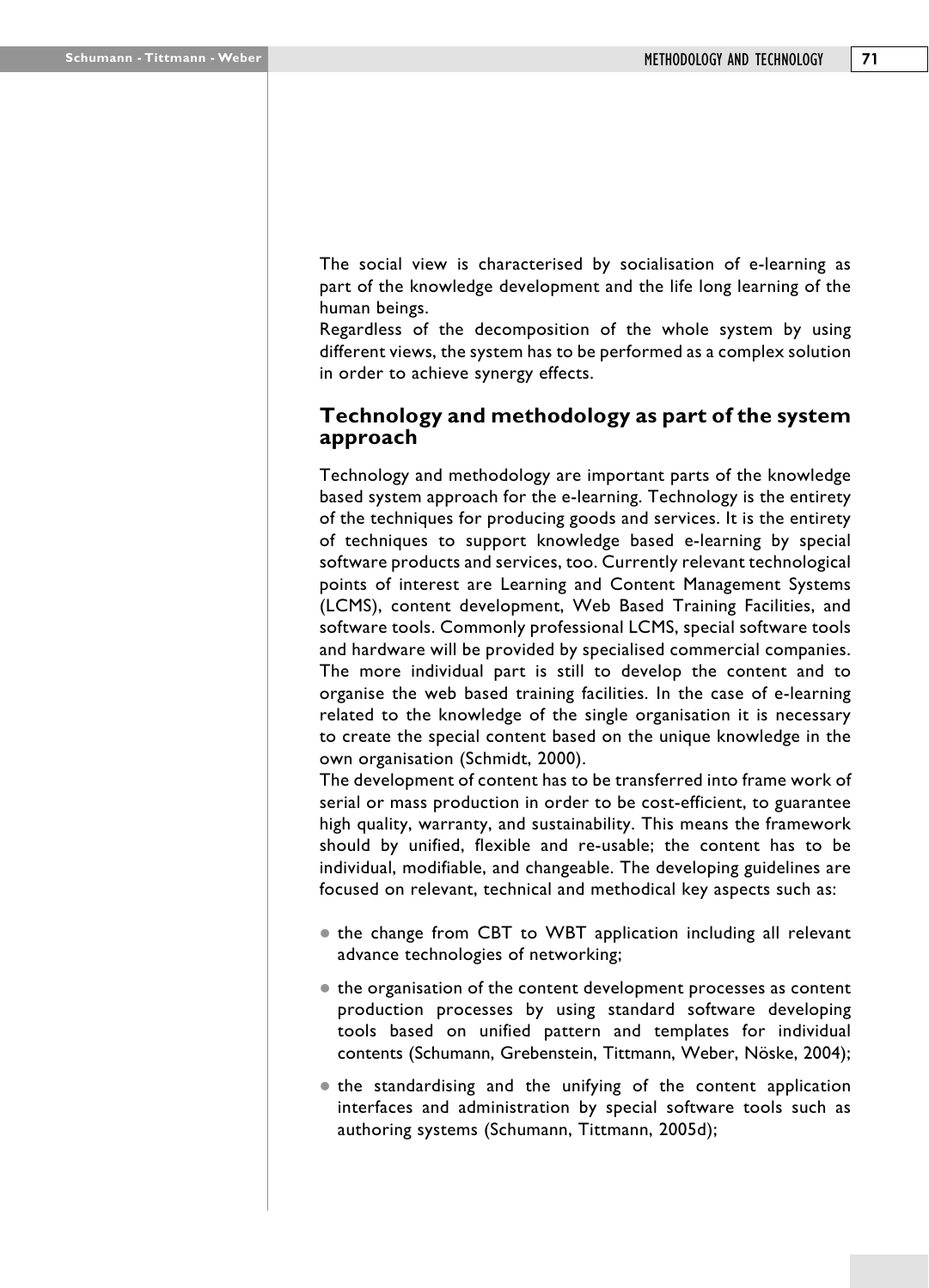The social view is characterised by socialisation of e-learning as part of the knowledge development and the life long learning of the human beings.

Regardless of the decomposition of the whole system by using different views, the system has to be performed as a complex solution in order to achieve synergy effects.

## Technology and methodology as part of the system approach

Technology and methodology are important parts of the knowledge based system approach for the e-learning. Technology is the entirety of the techniques for producing goods and services. It is the entirety of techniques to support knowledge based e-learning by special software products and services, too. Currently relevant technological points of interest are Learning and Content Management Systems (LCMS), content development, Web Based Training Facilities, and software tools. Commonly professional LCMS, special software tools and hardware will be provided by specialised commercial companies. The more individual part is still to develop the content and to organise the web based training facilities. In the case of e-learning related to the knowledge of the single organisation it is necessary to create the special content based on the unique knowledge in the own organisation (Schmidt, 2000).

The development of content has to be transferred into frame work of serial or mass production in order to be cost-efficient, to guarantee high quality, warranty, and sustainability. This means the framework should by unified, flexible and re-usable; the content has to be individual, modifiable, and changeable. The developing guidelines are focused on relevant, technical and methodical key aspects such as:

- the change from CBT to WBT application including all relevant advance technologies of networking;
- the organisation of the content development processes as content production processes by using standard software developing tools based on unified pattern and templates for individual contents (Schumann, Grebenstein, Tittmann, Weber, Nöske, 2004);
- the standardising and the unifying of the content application interfaces and administration by special software tools such as authoring systems (Schumann, Tittmann, 2005d);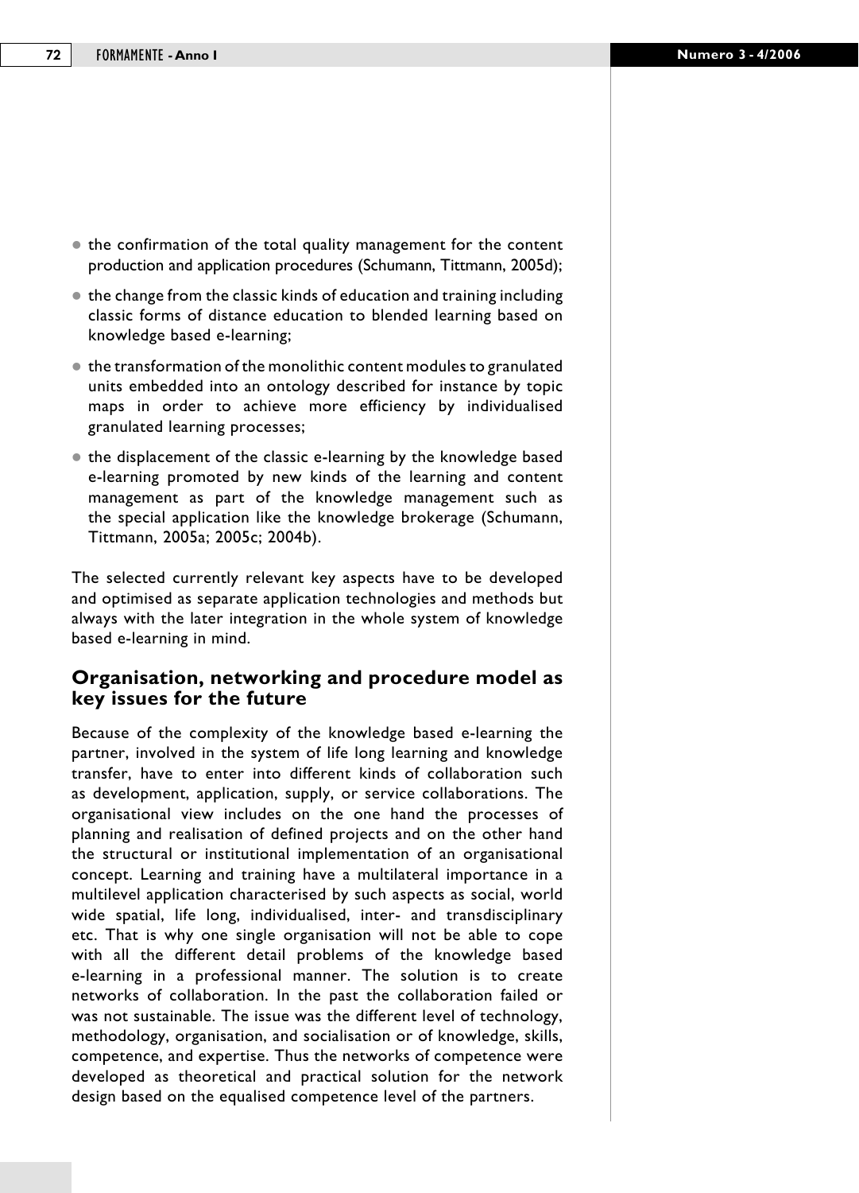- the confirmation of the total quality management for the content production and application procedures (Schumann, Tittmann, 2005d);
- the change from the classic kinds of education and training including classic forms of distance education to blended learning based on knowledge based e-learning;
- the transformation of the monolithic content modules to granulated units embedded into an ontology described for instance by topic maps in order to achieve more efficiency by individualised granulated learning processes;
- the displacement of the classic e-learning by the knowledge based e-learning promoted by new kinds of the learning and content management as part of the knowledge management such as the special application like the knowledge brokerage (Schumann, Tittmann, 2005a; 2005c; 2004b).

The selected currently relevant key aspects have to be developed and optimised as separate application technologies and methods but always with the later integration in the whole system of knowledge based e-learning in mind.

## Organisation, networking and procedure model as key issues for the future

Because of the complexity of the knowledge based e-learning the partner, involved in the system of life long learning and knowledge transfer, have to enter into different kinds of collaboration such as development, application, supply, or service collaborations. The organisational view includes on the one hand the processes of planning and realisation of defined projects and on the other hand the structural or institutional implementation of an organisational concept. Learning and training have a multilateral importance in a multilevel application characterised by such aspects as social, world wide spatial, life long, individualised, inter- and transdisciplinary etc. That is why one single organisation will not be able to cope with all the different detail problems of the knowledge based e-learning in a professional manner. The solution is to create networks of collaboration. In the past the collaboration failed or was not sustainable. The issue was the different level of technology, methodology, organisation, and socialisation or of knowledge, skills, competence, and expertise. Thus the networks of competence were developed as theoretical and practical solution for the network design based on the equalised competence level of the partners.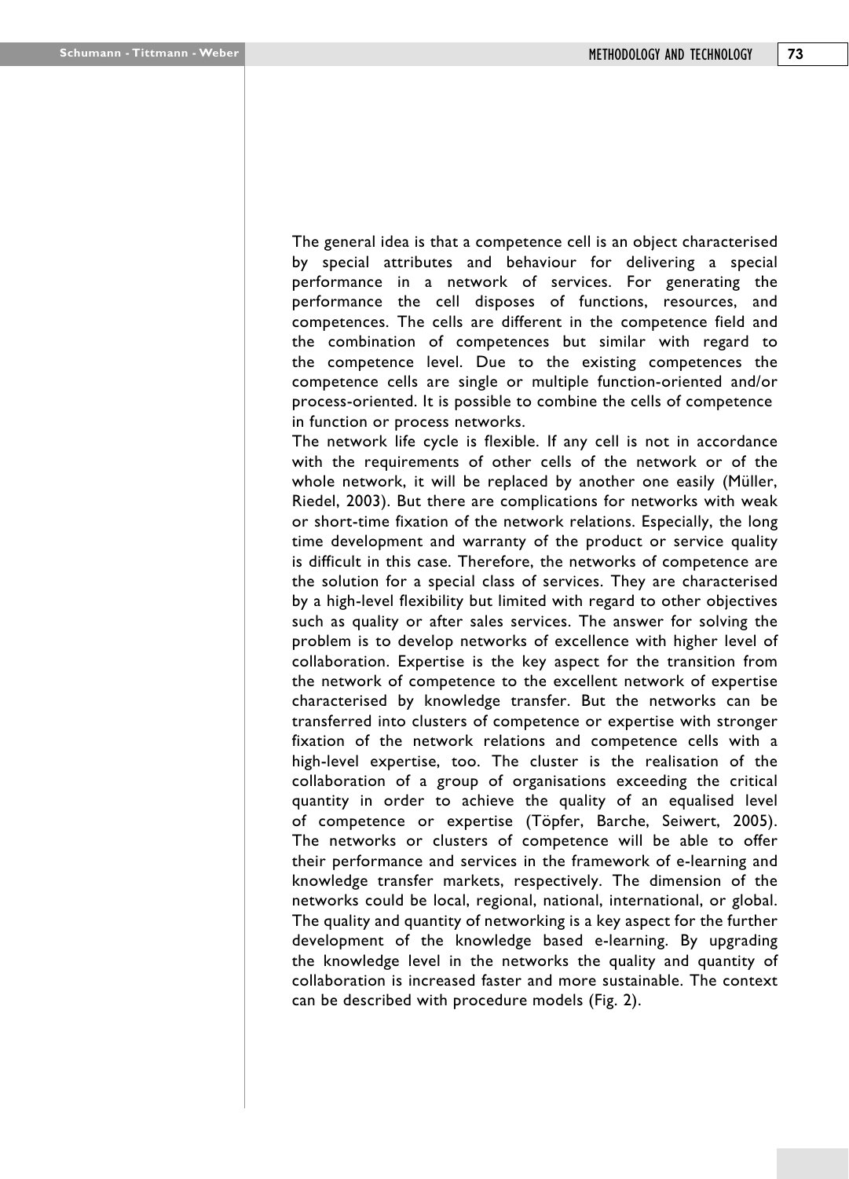The general idea is that a competence cell is an object characterised by special attributes and behaviour for delivering a special performance in a network of services. For generating the performance the cell disposes of functions, resources, and competences. The cells are different in the competence field and the combination of competences but similar with regard to the competence level. Due to the existing competences the competence cells are single or multiple function-oriented and/or process-oriented. It is possible to combine the cells of competence in function or process networks.

The network life cycle is flexible. If any cell is not in accordance with the requirements of other cells of the network or of the whole network, it will be replaced by another one easily (Müller, Riedel, 2003). But there are complications for networks with weak or short-time fixation of the network relations. Especially, the long time development and warranty of the product or service quality is difficult in this case. Therefore, the networks of competence are the solution for a special class of services. They are characterised by a high-level flexibility but limited with regard to other objectives such as quality or after sales services. The answer for solving the problem is to develop networks of excellence with higher level of collaboration. Expertise is the key aspect for the transition from the network of competence to the excellent network of expertise characterised by knowledge transfer. But the networks can be transferred into clusters of competence or expertise with stronger fixation of the network relations and competence cells with a high-level expertise, too. The cluster is the realisation of the collaboration of a group of organisations exceeding the critical quantity in order to achieve the quality of an equalised level of competence or expertise (Töpfer, Barche, Seiwert, 2005). The networks or clusters of competence will be able to offer their performance and services in the framework of e-learning and knowledge transfer markets, respectively. The dimension of the networks could be local, regional, national, international, or global. The quality and quantity of networking is a key aspect for the further development of the knowledge based e-learning. By upgrading the knowledge level in the networks the quality and quantity of collaboration is increased faster and more sustainable. The context can be described with procedure models (Fig. 2).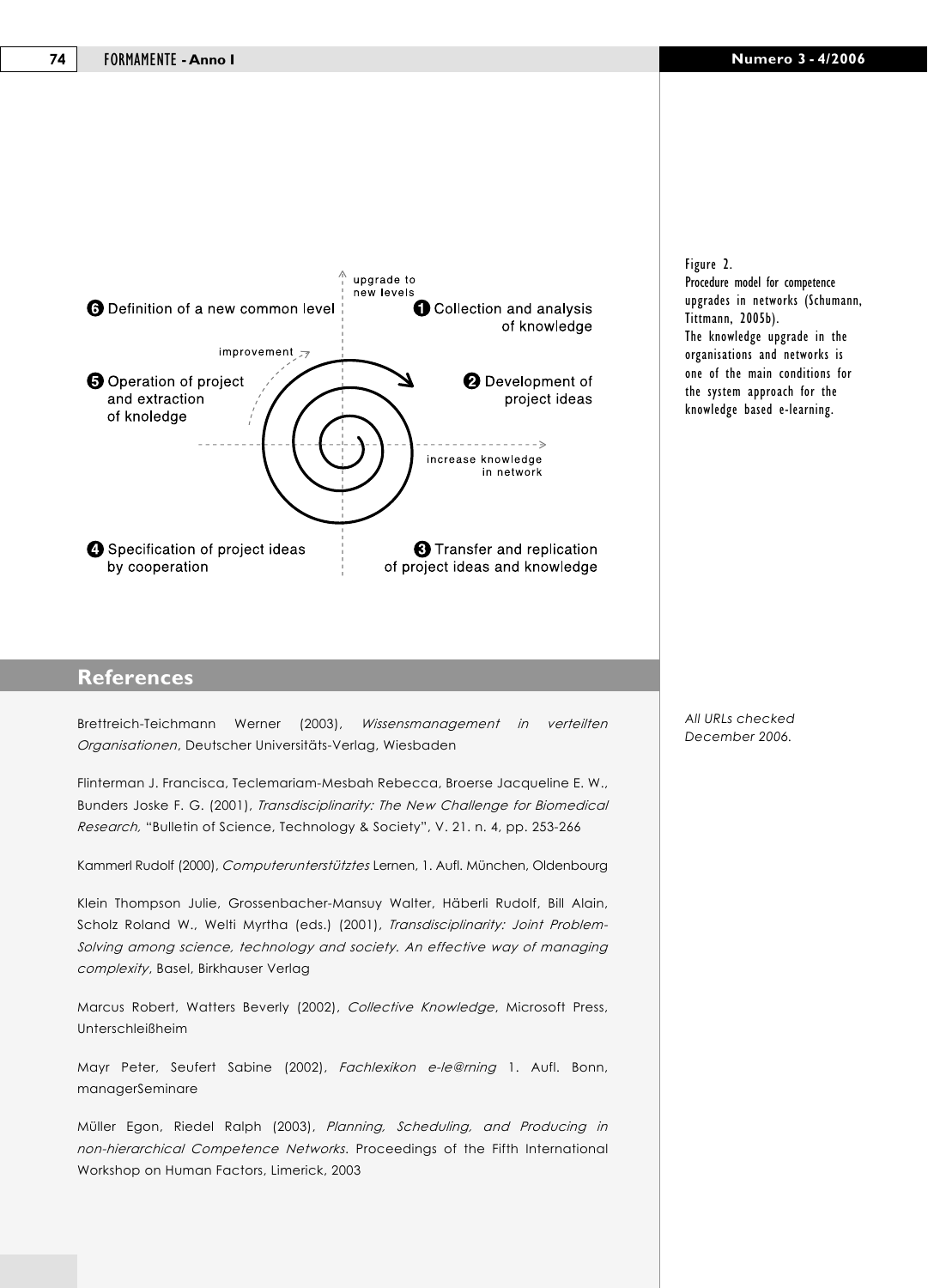❻ Definition of a new common level

upgrade to new levels

❶ Collection and analysis of knowledge

improvement

❺ Operation of project and extraction of knoledge

❷ Development of project ideas

increase knowledge in network

❹ Specification of project ideas by cooperation

❸ Transfer and replication of project ideas and knowledge

Figure 2.
Procedure model for competence upgrades in networks (Schumann, Tittmann, 2005b).
The knowledge upgrade in the organisations and networks is one of the main conditions for the system approach for the knowledge based e-learning.

## References

*All URLs checked December 2006.*

Brettreich-Teichmann Werner (2003), *Wissensmanagement in verteilten Organisationen*, Deutscher Universitäts-Verlag, Wiesbaden

Flinterman J. Francisca, Teclemariam-Mesbah Rebecca, Broerse Jacqueline E. W., Bunders Joske F. G. (2001), *Transdisciplinarity: The New Challenge for Biomedical Research,* "Bulletin of Science, Technology & Society", V. 21. n. 4, pp. 253-266

Kammerl Rudolf (2000), *Computerunterstütztes* Lernen, 1. Aufl. München, Oldenbourg

Klein Thompson Julie, Grossenbacher-Mansuy Walter, Häberli Rudolf, Bill Alain, Scholz Roland W., Welti Myrtha (eds.) (2001), *Transdisciplinarity: Joint Problem-Solving among science, technology and society. An effective way of managing complexity*, Basel, Birkhauser Verlag

Marcus Robert, Watters Beverly (2002), *Collective Knowledge*, Microsoft Press, Unterschleißheim

Mayr Peter, Seufert Sabine (2002), *Fachlexikon e-le@rning* 1. Aufl. Bonn, managerSeminare

Müller Egon, Riedel Ralph (2003), *Planning, Scheduling, and Producing in non-hierarchical Competence Networks.* Proceedings of the Fifth International Workshop on Human Factors, Limerick, 2003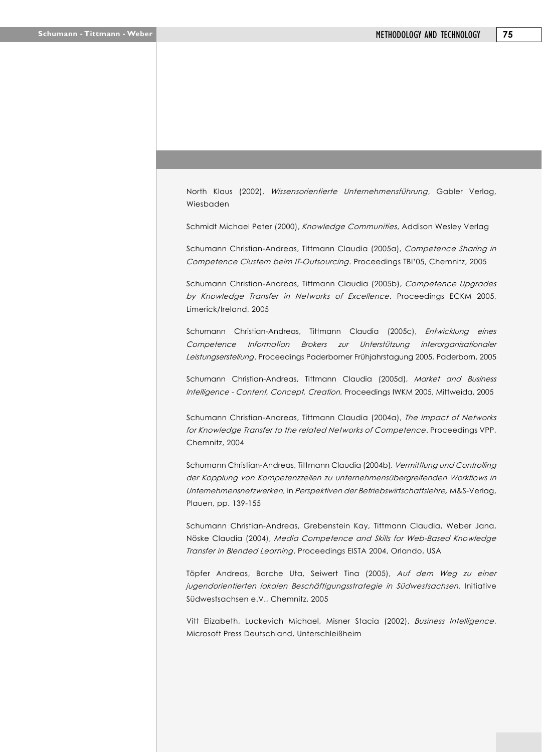North Klaus (2002), *Wissensorientierte Unternehmensführung*, Gabler Verlag, Wiesbaden

Schmidt Michael Peter (2000), *Knowledge Communities*, Addison Wesley Verlag

Schumann Christian-Andreas, Tittmann Claudia (2005a), *Competence Sharing in Competence Clustern beim IT-Outsourcing*. Proceedings TBI'05, Chemnitz, 2005

Schumann Christian-Andreas, Tittmann Claudia (2005b), *Competence Upgrades by Knowledge Transfer in Networks of Excellence*. Proceedings ECKM 2005, Limerick/Ireland, 2005

Schumann Christian-Andreas, Tittmann Claudia (2005c), *Entwicklung eines Competence Information Brokers zur Unterstützung interorganisationaler Leistungserstellung*. Proceedings Paderborner Frühjahrstagung 2005, Paderborn, 2005

Schumann Christian-Andreas, Tittmann Claudia (2005d), *Market and Business Intelligence - Content, Concept, Creation*. Proceedings IWKM 2005, Mittweida, 2005

Schumann Christian-Andreas, Tittmann Claudia (2004a), *The Impact of Networks for Knowledge Transfer to the related Networks of Competence*. Proceedings VPP, Chemnitz, 2004

Schumann Christian-Andreas, Tittmann Claudia (2004b), *Vermittlung und Controlling der Kopplung von Kompetenzzellen zu unternehmensübergreifenden Workflows in Unternehmensnetzwerken,* in *Perspektiven der Betriebswirtschaftslehre,* M&S-Verlag, Plauen, pp. 139-155

Schumann Christian-Andreas, Grebenstein Kay, Tittmann Claudia, Weber Jana, Nöske Claudia (2004), *Media Competence and Skills for Web-Based Knowledge Transfer in Blended Learning*. Proceedings EISTA 2004, Orlando, USA

Töpfer Andreas, Barche Uta, Seiwert Tina (2005), *Auf dem Weg zu einer jugendorientierten lokalen Beschäftigungsstrategie in Südwestsachsen*. Initiative Südwestsachsen e.V., Chemnitz, 2005

Vitt Elizabeth, Luckevich Michael, Misner Stacia (2002), *Business Intelligence*, Microsoft Press Deutschland, Unterschleißheim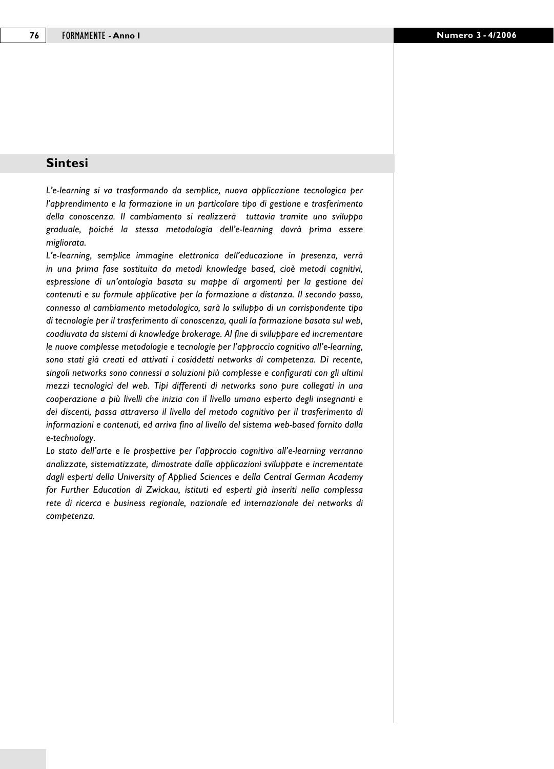## Sintesi

*L'e-learning si va trasformando da semplice, nuova applicazione tecnologica per l'apprendimento e la formazione in un particolare tipo di gestione e trasferimento della conoscenza. Il cambiamento si realizzerà tuttavia tramite uno sviluppo graduale, poiché la stessa metodologia dell'e-learning dovrà prima essere migliorata.*

*L'e-learning, semplice immagine elettronica dell'educazione in presenza, verrà in una prima fase sostituita da metodi knowledge based, cioè metodi cognitivi, espressione di un'ontologia basata su mappe di argomenti per la gestione dei contenuti e su formule applicative per la formazione a distanza. Il secondo passo, connesso al cambiamento metodologico, sarà lo sviluppo di un corrispondente tipo di tecnologie per il trasferimento di conoscenza, quali la formazione basata sul web, coadiuvata da sistemi di knowledge brokerage. Al fine di sviluppare ed incrementare le nuove complesse metodologie e tecnologie per l'approccio cognitivo all'e-learning, sono stati già creati ed attivati i cosiddetti networks di competenza. Di recente, singoli networks sono connessi a soluzioni più complesse e configurati con gli ultimi mezzi tecnologici del web. Tipi differenti di networks sono pure collegati in una cooperazione a più livelli che inizia con il livello umano esperto degli insegnanti e dei discenti, passa attraverso il livello del metodo cognitivo per il trasferimento di informazioni e contenuti, ed arriva fino al livello del sistema web-based fornito dalla e-technology.*

*Lo stato dell'arte e le prospettive per l'approccio cognitivo all'e-learning verranno analizzate, sistematizzate, dimostrate dalle applicazioni sviluppate e incrementate dagli esperti della University of Applied Sciences e della Central German Academy for Further Education di Zwickau, istituti ed esperti già inseriti nella complessa rete di ricerca e business regionale, nazionale ed internazionale dei networks di competenza.*